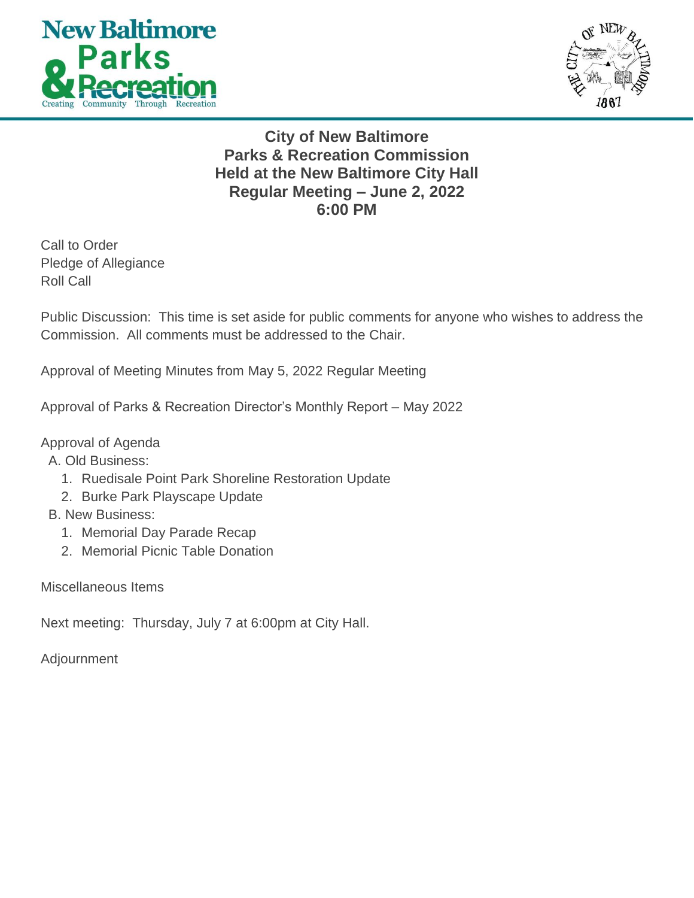# City of New Baltimore
## Parks & Recreation Commission
## Held at the New Baltimore City Hall
## Regular Meeting – June 2, 2022
## 6:00 PM

Call to Order
Pledge of Allegiance
Roll Call

Public Discussion: This time is set aside for public comments for anyone who wishes to address the Commission. All comments must be addressed to the Chair.

Approval of Meeting Minutes from May 5, 2022 Regular Meeting

Approval of Parks & Recreation Director's Monthly Report – May 2022

Approval of Agenda

A. Old Business:
   1. Ruedisale Point Park Shoreline Restoration Update
   2. Burke Park Playscape Update

B. New Business:
   1. Memorial Day Parade Recap
   2. Memorial Picnic Table Donation

Miscellaneous Items

Next meeting: Thursday, July 7 at 6:00pm at City Hall.

Adjournment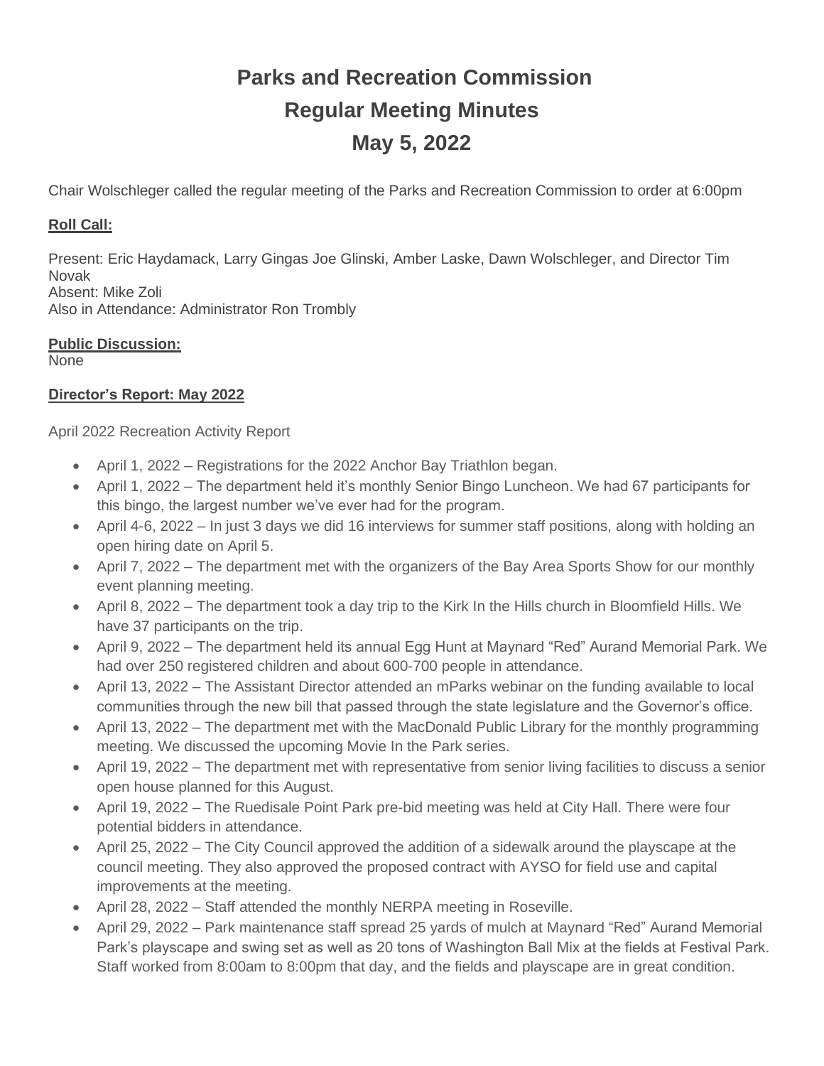# Parks and Recreation Commission
# Regular Meeting Minutes
# May 5, 2022

Chair Wolschleger called the regular meeting of the Parks and Recreation Commission to order at 6:00pm

**Roll Call:**

Present: Eric Haydamack, Larry Gingas Joe Glinski, Amber Laske, Dawn Wolschleger, and Director Tim Novak
Absent: Mike Zoli
Also in Attendance: Administrator Ron Trombly

**Public Discussion:**
None

**Director's Report: May 2022**

April 2022 Recreation Activity Report

- April 1, 2022 – Registrations for the 2022 Anchor Bay Triathlon began.
- April 1, 2022 – The department held it's monthly Senior Bingo Luncheon. We had 67 participants for this bingo, the largest number we've ever had for the program.
- April 4-6, 2022 – In just 3 days we did 16 interviews for summer staff positions, along with holding an open hiring date on April 5.
- April 7, 2022 – The department met with the organizers of the Bay Area Sports Show for our monthly event planning meeting.
- April 8, 2022 – The department took a day trip to the Kirk In the Hills church in Bloomfield Hills. We have 37 participants on the trip.
- April 9, 2022 – The department held its annual Egg Hunt at Maynard "Red" Aurand Memorial Park. We had over 250 registered children and about 600-700 people in attendance.
- April 13, 2022 – The Assistant Director attended an mParks webinar on the funding available to local communities through the new bill that passed through the state legislature and the Governor's office.
- April 13, 2022 – The department met with the MacDonald Public Library for the monthly programming meeting. We discussed the upcoming Movie In the Park series.
- April 19, 2022 – The department met with representative from senior living facilities to discuss a senior open house planned for this August.
- April 19, 2022 – The Ruedisale Point Park pre-bid meeting was held at City Hall. There were four potential bidders in attendance.
- April 25, 2022 – The City Council approved the addition of a sidewalk around the playscape at the council meeting. They also approved the proposed contract with AYSO for field use and capital improvements at the meeting.
- April 28, 2022 – Staff attended the monthly NERPA meeting in Roseville.
- April 29, 2022 – Park maintenance staff spread 25 yards of mulch at Maynard "Red" Aurand Memorial Park's playscape and swing set as well as 20 tons of Washington Ball Mix at the fields at Festival Park. Staff worked from 8:00am to 8:00pm that day, and the fields and playscape are in great condition.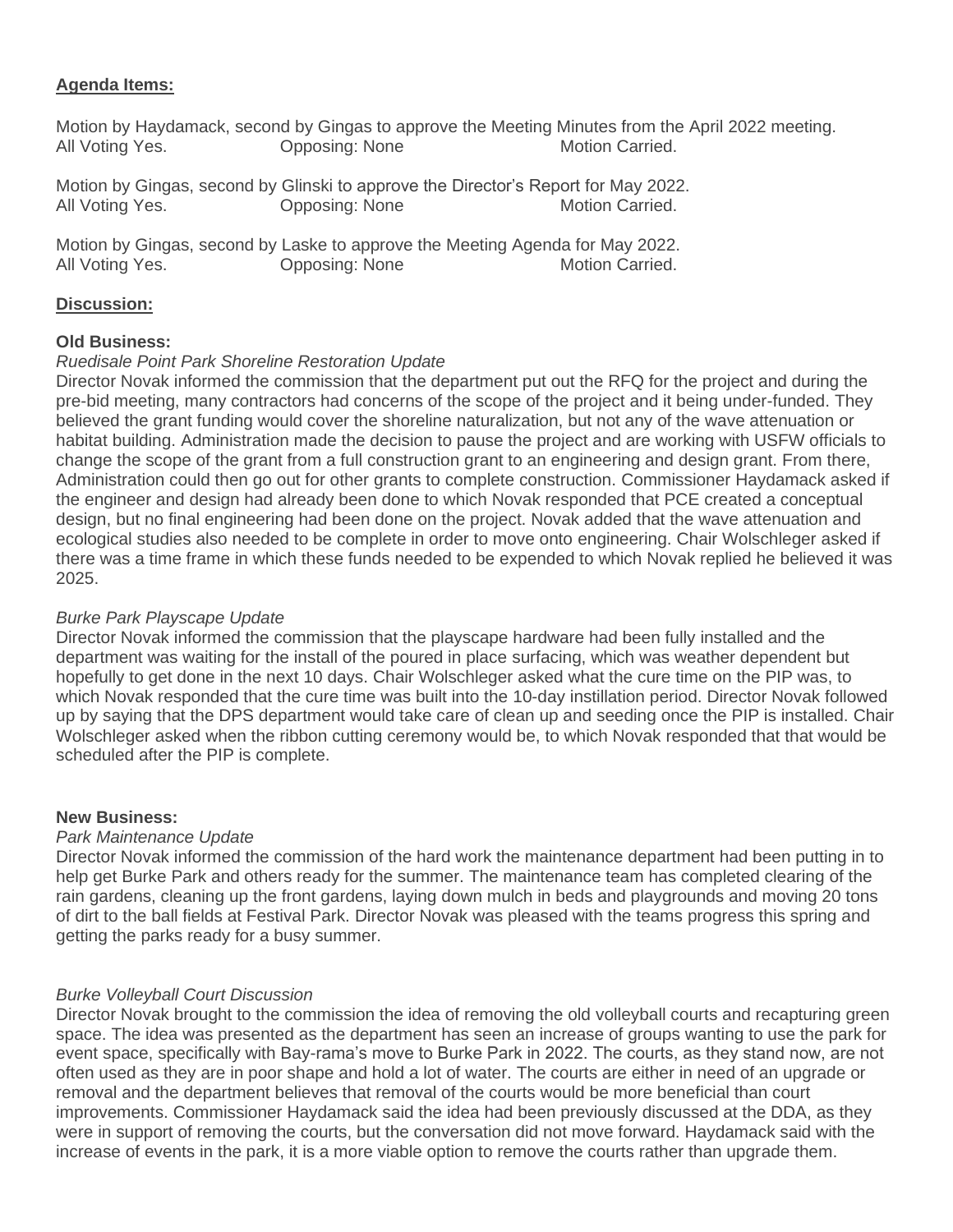**Agenda Items:**

Motion by Haydamack, second by Gingas to approve the Meeting Minutes from the April 2022 meeting.
All Voting Yes. Opposing: None Motion Carried.

Motion by Gingas, second by Glinski to approve the Director's Report for May 2022.
All Voting Yes. Opposing: None Motion Carried.

Motion by Gingas, second by Laske to approve the Meeting Agenda for May 2022.
All Voting Yes. Opposing: None Motion Carried.

**Discussion:**

**Old Business:**

*Ruedisale Point Park Shoreline Restoration Update*

Director Novak informed the commission that the department put out the RFQ for the project and during the pre-bid meeting, many contractors had concerns of the scope of the project and it being under-funded. They believed the grant funding would cover the shoreline naturalization, but not any of the wave attenuation or habitat building. Administration made the decision to pause the project and are working with USFW officials to change the scope of the grant from a full construction grant to an engineering and design grant. From there, Administration could then go out for other grants to complete construction. Commissioner Haydamack asked if the engineer and design had already been done to which Novak responded that PCE created a conceptual design, but no final engineering had been done on the project. Novak added that the wave attenuation and ecological studies also needed to be complete in order to move onto engineering. Chair Wolschleger asked if there was a time frame in which these funds needed to be expended to which Novak replied he believed it was 2025.

*Burke Park Playscape Update*

Director Novak informed the commission that the playscape hardware had been fully installed and the department was waiting for the install of the poured in place surfacing, which was weather dependent but hopefully to get done in the next 10 days. Chair Wolschleger asked what the cure time on the PIP was, to which Novak responded that the cure time was built into the 10-day instillation period. Director Novak followed up by saying that the DPS department would take care of clean up and seeding once the PIP is installed. Chair Wolschleger asked when the ribbon cutting ceremony would be, to which Novak responded that that would be scheduled after the PIP is complete.

**New Business:**

*Park Maintenance Update*

Director Novak informed the commission of the hard work the maintenance department had been putting in to help get Burke Park and others ready for the summer. The maintenance team has completed clearing of the rain gardens, cleaning up the front gardens, laying down mulch in beds and playgrounds and moving 20 tons of dirt to the ball fields at Festival Park. Director Novak was pleased with the teams progress this spring and getting the parks ready for a busy summer.

*Burke Volleyball Court Discussion*

Director Novak brought to the commission the idea of removing the old volleyball courts and recapturing green space. The idea was presented as the department has seen an increase of groups wanting to use the park for event space, specifically with Bay-rama's move to Burke Park in 2022. The courts, as they stand now, are not often used as they are in poor shape and hold a lot of water. The courts are either in need of an upgrade or removal and the department believes that removal of the courts would be more beneficial than court improvements. Commissioner Haydamack said the idea had been previously discussed at the DDA, as they were in support of removing the courts, but the conversation did not move forward. Haydamack said with the increase of events in the park, it is a more viable option to remove the courts rather than upgrade them.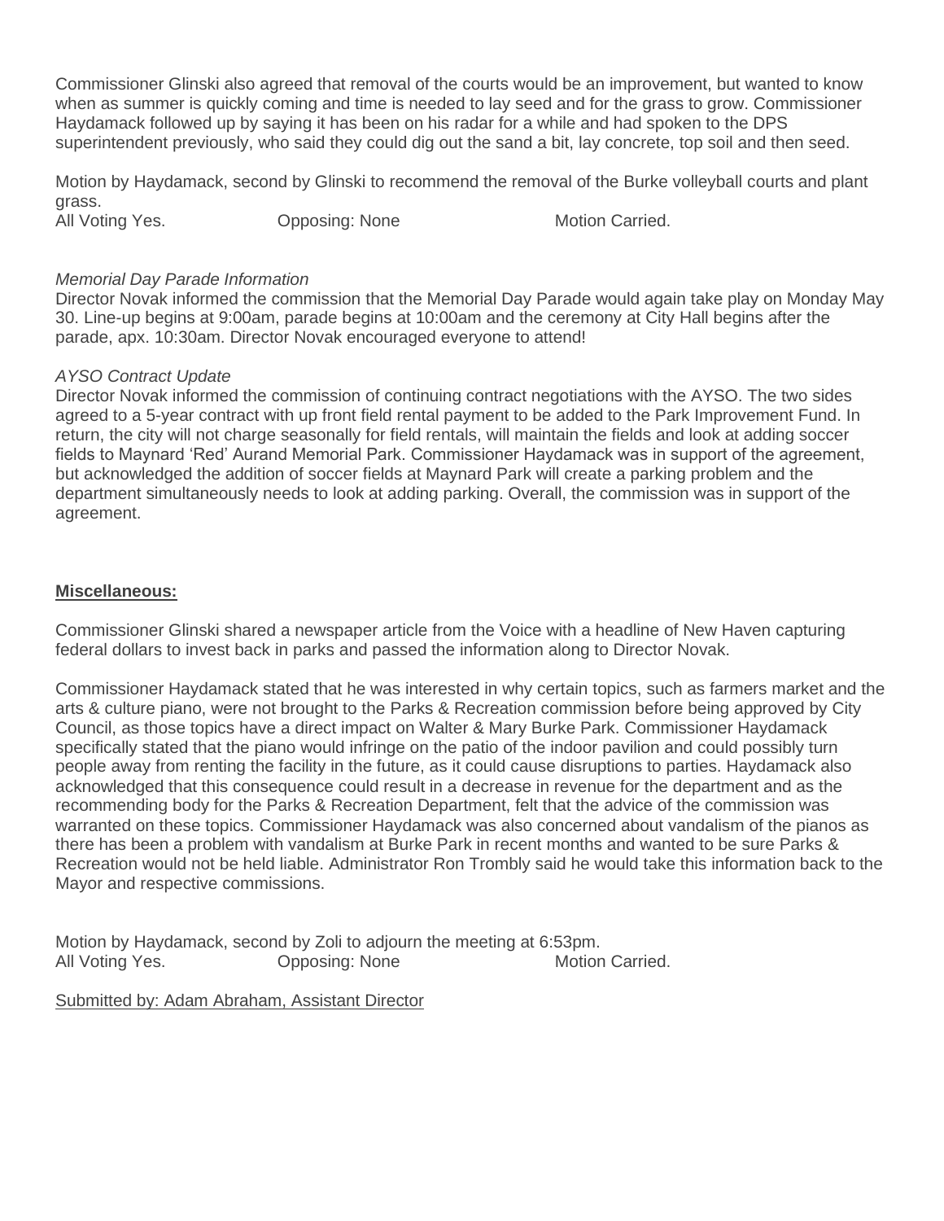Commissioner Glinski also agreed that removal of the courts would be an improvement, but wanted to know when as summer is quickly coming and time is needed to lay seed and for the grass to grow. Commissioner Haydamack followed up by saying it has been on his radar for a while and had spoken to the DPS superintendent previously, who said they could dig out the sand a bit, lay concrete, top soil and then seed.

Motion by Haydamack, second by Glinski to recommend the removal of the Burke volleyball courts and plant grass.
All Voting Yes. Opposing: None Motion Carried.

*Memorial Day Parade Information*
Director Novak informed the commission that the Memorial Day Parade would again take play on Monday May 30. Line-up begins at 9:00am, parade begins at 10:00am and the ceremony at City Hall begins after the parade, apx. 10:30am. Director Novak encouraged everyone to attend!

*AYSO Contract Update*
Director Novak informed the commission of continuing contract negotiations with the AYSO. The two sides agreed to a 5-year contract with up front field rental payment to be added to the Park Improvement Fund. In return, the city will not charge seasonally for field rentals, will maintain the fields and look at adding soccer fields to Maynard 'Red' Aurand Memorial Park. Commissioner Haydamack was in support of the agreement, but acknowledged the addition of soccer fields at Maynard Park will create a parking problem and the department simultaneously needs to look at adding parking. Overall, the commission was in support of the agreement.

**Miscellaneous:**

Commissioner Glinski shared a newspaper article from the Voice with a headline of New Haven capturing federal dollars to invest back in parks and passed the information along to Director Novak.

Commissioner Haydamack stated that he was interested in why certain topics, such as farmers market and the arts & culture piano, were not brought to the Parks & Recreation commission before being approved by City Council, as those topics have a direct impact on Walter & Mary Burke Park. Commissioner Haydamack specifically stated that the piano would infringe on the patio of the indoor pavilion and could possibly turn people away from renting the facility in the future, as it could cause disruptions to parties. Haydamack also acknowledged that this consequence could result in a decrease in revenue for the department and as the recommending body for the Parks & Recreation Department, felt that the advice of the commission was warranted on these topics. Commissioner Haydamack was also concerned about vandalism of the pianos as there has been a problem with vandalism at Burke Park in recent months and wanted to be sure Parks & Recreation would not be held liable. Administrator Ron Trombly said he would take this information back to the Mayor and respective commissions.

Motion by Haydamack, second by Zoli to adjourn the meeting at 6:53pm.
All Voting Yes. Opposing: None Motion Carried.

Submitted by: Adam Abraham, Assistant Director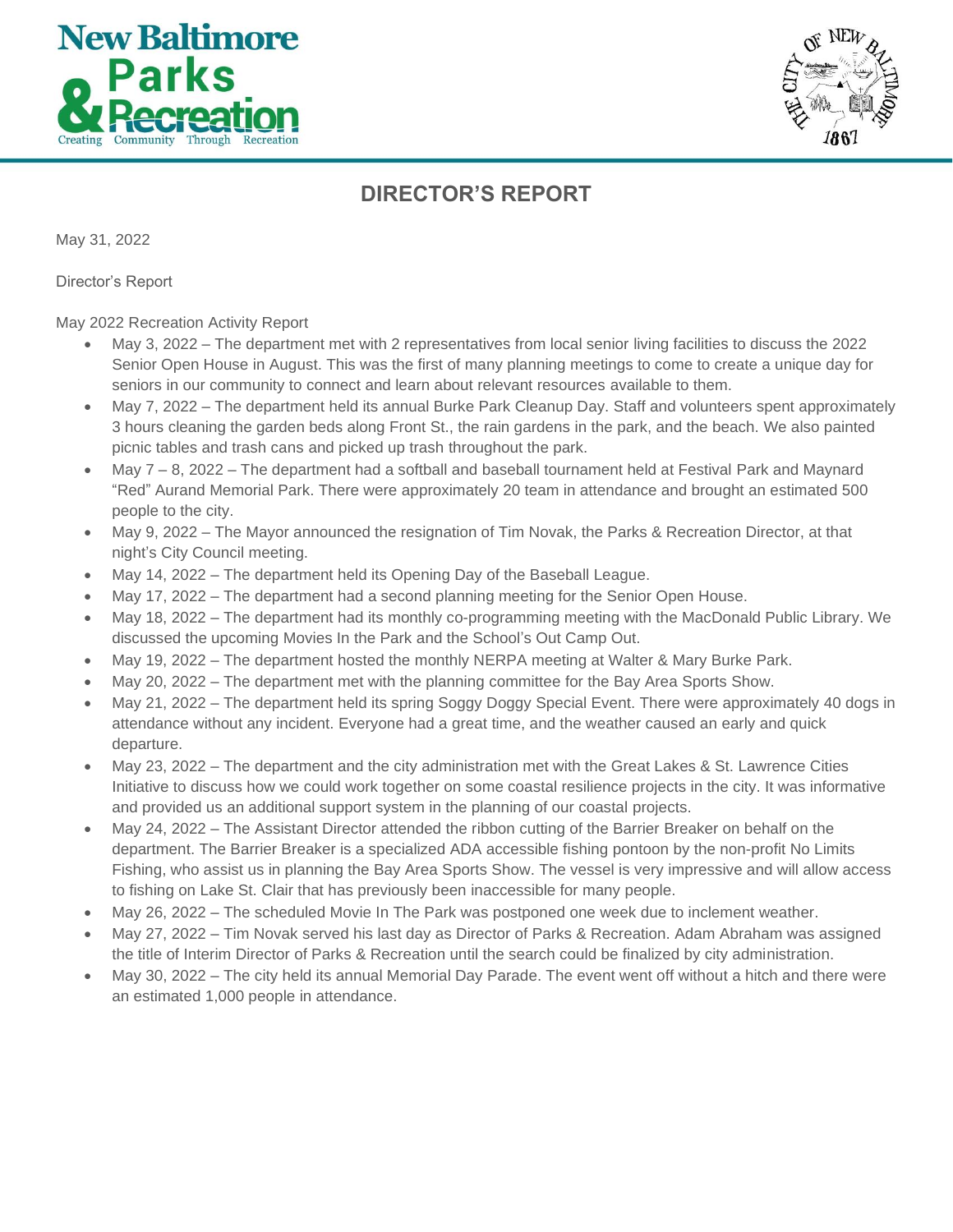New Baltimore Parks & Recreation
Creating Community Through Recreation

THE CITY OF NEW BALTIMORE 1867

# DIRECTOR'S REPORT

May 31, 2022

Director's Report

May 2022 Recreation Activity Report

- May 3, 2022 – The department met with 2 representatives from local senior living facilities to discuss the 2022 Senior Open House in August. This was the first of many planning meetings to come to create a unique day for seniors in our community to connect and learn about relevant resources available to them.
- May 7, 2022 – The department held its annual Burke Park Cleanup Day. Staff and volunteers spent approximately 3 hours cleaning the garden beds along Front St., the rain gardens in the park, and the beach. We also painted picnic tables and trash cans and picked up trash throughout the park.
- May 7 – 8, 2022 – The department had a softball and baseball tournament held at Festival Park and Maynard "Red" Aurand Memorial Park. There were approximately 20 team in attendance and brought an estimated 500 people to the city.
- May 9, 2022 – The Mayor announced the resignation of Tim Novak, the Parks & Recreation Director, at that night's City Council meeting.
- May 14, 2022 – The department held its Opening Day of the Baseball League.
- May 17, 2022 – The department had a second planning meeting for the Senior Open House.
- May 18, 2022 – The department had its monthly co-programming meeting with the MacDonald Public Library. We discussed the upcoming Movies In the Park and the School's Out Camp Out.
- May 19, 2022 – The department hosted the monthly NERPA meeting at Walter & Mary Burke Park.
- May 20, 2022 – The department met with the planning committee for the Bay Area Sports Show.
- May 21, 2022 – The department held its spring Soggy Doggy Special Event. There were approximately 40 dogs in attendance without any incident. Everyone had a great time, and the weather caused an early and quick departure.
- May 23, 2022 – The department and the city administration met with the Great Lakes & St. Lawrence Cities Initiative to discuss how we could work together on some coastal resilience projects in the city. It was informative and provided us an additional support system in the planning of our coastal projects.
- May 24, 2022 – The Assistant Director attended the ribbon cutting of the Barrier Breaker on behalf on the department. The Barrier Breaker is a specialized ADA accessible fishing pontoon by the non-profit No Limits Fishing, who assist us in planning the Bay Area Sports Show. The vessel is very impressive and will allow access to fishing on Lake St. Clair that has previously been inaccessible for many people.
- May 26, 2022 – The scheduled Movie In The Park was postponed one week due to inclement weather.
- May 27, 2022 – Tim Novak served his last day as Director of Parks & Recreation. Adam Abraham was assigned the title of Interim Director of Parks & Recreation until the search could be finalized by city administration.
- May 30, 2022 – The city held its annual Memorial Day Parade. The event went off without a hitch and there were an estimated 1,000 people in attendance.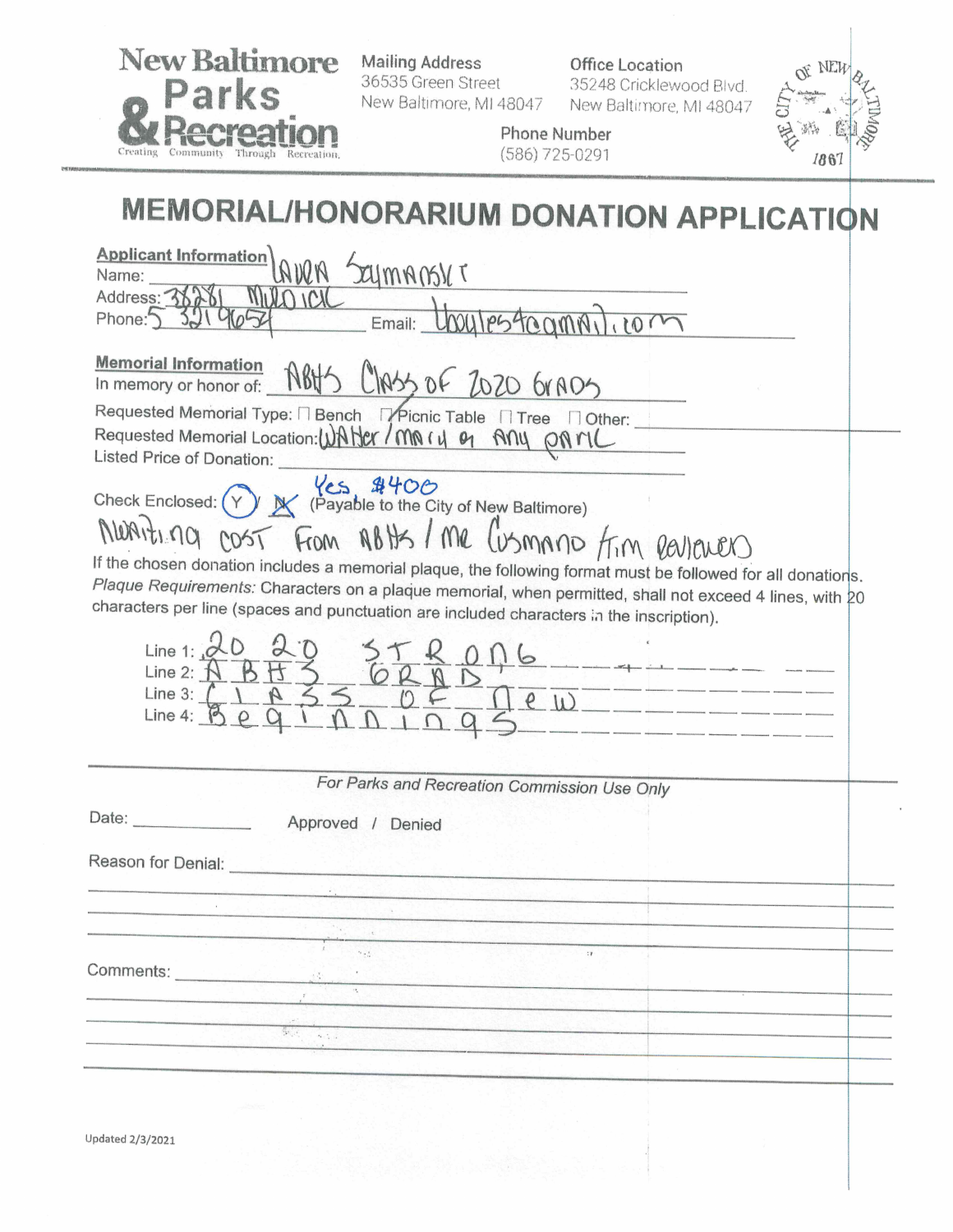**New Baltimore Parks & Recreation**
Creating Community Through Recreation.

**Mailing Address**
36535 Green Street
New Baltimore, MI 48047

**Office Location**
35248 Cricklewood Blvd.
New Baltimore, MI 48047

**Phone Number**
(586) 725-0291

THE CITY OF NEW BALTIMORE 1867

# MEMORIAL/HONORARIUM DONATION APPLICATION

**Applicant Information**

Name: Laura Szymanski

Address: 36281 Mirowick

Phone: 5 321 9654  Email: lboyles4@gmail.com

**Memorial Information**

In memory or honor of: ABHS Class of 2020 Grads

Requested Memorial Type: ☐ Bench ☑ Picnic Table ☐ Tree ☐ Other:

Requested Memorial Location: Walter/Mary or any park

Listed Price of Donation:

Check Enclosed: (Y) / ~~N~~ (Payable to the City of New Baltimore) Yes $400

Awaiting cost from ABHS / Mr Cusmano /Tim Reviewed

If the chosen donation includes a memorial plaque, the following format must be followed for all donations. *Plaque Requirements:* Characters on a plaque memorial, when permitted, shall not exceed 4 lines, with 20 characters per line (spaces and punctuation are included characters in the inscription).

Line 1: 2020 STRONG

Line 2: ABHS GRAD

Line 3: CLASS OF New

Line 4: Beginnings

*For Parks and Recreation Commission Use Only*

Date: ____________ Approved / Denied

Reason for Denial:

Comments:

Updated 2/3/2021